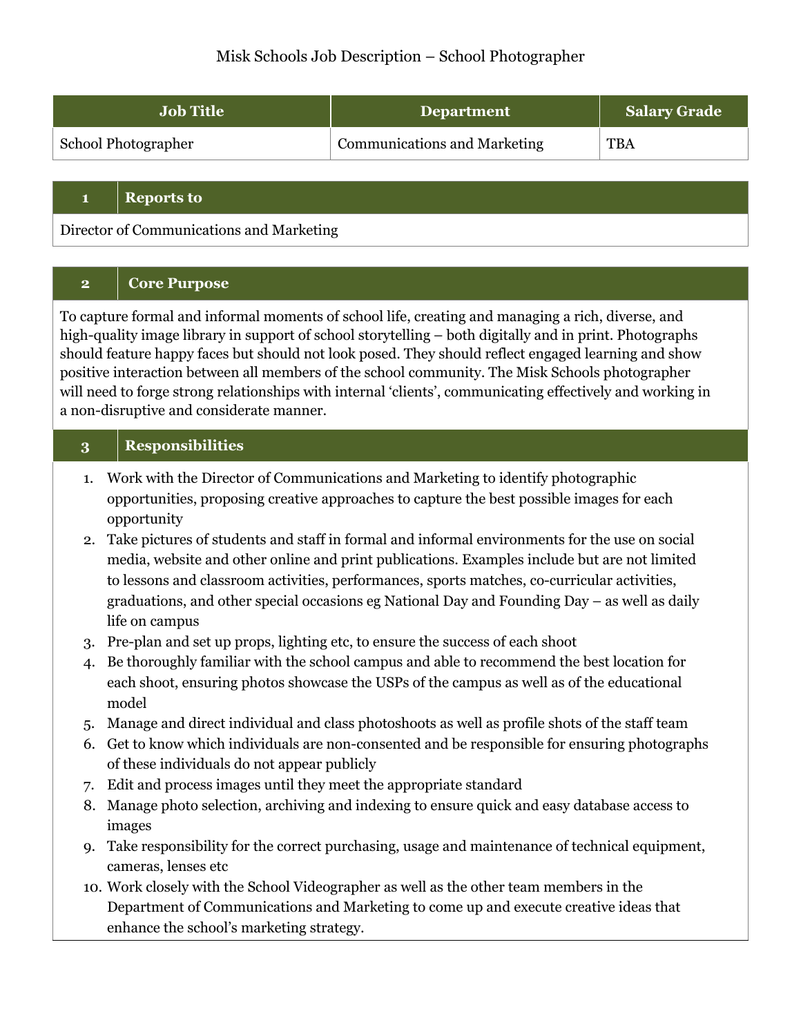# Misk Schools Job Description – School Photographer

| Job Title | Department | Salary Grade |
|---|---|---|
| School Photographer | Communications and Marketing | TBA |

| 1 | Reports to |
|---|---|
| Director of Communications and Marketing | |

## 2 Core Purpose

To capture formal and informal moments of school life, creating and managing a rich, diverse, and high-quality image library in support of school storytelling – both digitally and in print. Photographs should feature happy faces but should not look posed. They should reflect engaged learning and show positive interaction between all members of the school community. The Misk Schools photographer will need to forge strong relationships with internal 'clients', communicating effectively and working in a non-disruptive and considerate manner.

## 3 Responsibilities

1. Work with the Director of Communications and Marketing to identify photographic opportunities, proposing creative approaches to capture the best possible images for each opportunity
2. Take pictures of students and staff in formal and informal environments for the use on social media, website and other online and print publications. Examples include but are not limited to lessons and classroom activities, performances, sports matches, co-curricular activities, graduations, and other special occasions eg National Day and Founding Day – as well as daily life on campus
3. Pre-plan and set up props, lighting etc, to ensure the success of each shoot
4. Be thoroughly familiar with the school campus and able to recommend the best location for each shoot, ensuring photos showcase the USPs of the campus as well as of the educational model
5. Manage and direct individual and class photoshoots as well as profile shots of the staff team
6. Get to know which individuals are non-consented and be responsible for ensuring photographs of these individuals do not appear publicly
7. Edit and process images until they meet the appropriate standard
8. Manage photo selection, archiving and indexing to ensure quick and easy database access to images
9. Take responsibility for the correct purchasing, usage and maintenance of technical equipment, cameras, lenses etc
10. Work closely with the School Videographer as well as the other team members in the Department of Communications and Marketing to come up and execute creative ideas that enhance the school's marketing strategy.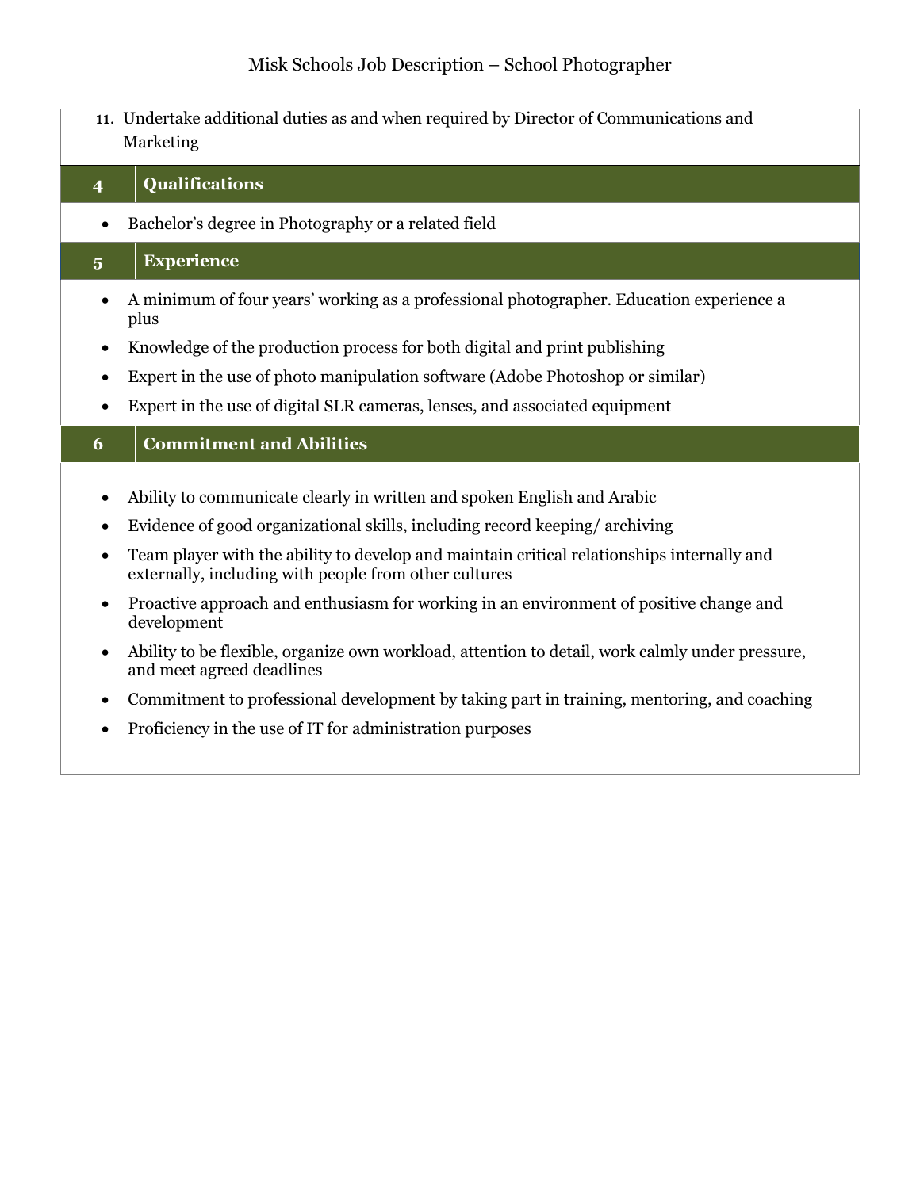11. Undertake additional duties as and when required by Director of Communications and Marketing

## 4 Qualifications

- Bachelor's degree in Photography or a related field

## 5 Experience

- A minimum of four years' working as a professional photographer. Education experience a plus
- Knowledge of the production process for both digital and print publishing
- Expert in the use of photo manipulation software (Adobe Photoshop or similar)
- Expert in the use of digital SLR cameras, lenses, and associated equipment

## 6 Commitment and Abilities

- Ability to communicate clearly in written and spoken English and Arabic
- Evidence of good organizational skills, including record keeping/ archiving
- Team player with the ability to develop and maintain critical relationships internally and externally, including with people from other cultures
- Proactive approach and enthusiasm for working in an environment of positive change and development
- Ability to be flexible, organize own workload, attention to detail, work calmly under pressure, and meet agreed deadlines
- Commitment to professional development by taking part in training, mentoring, and coaching
- Proficiency in the use of IT for administration purposes